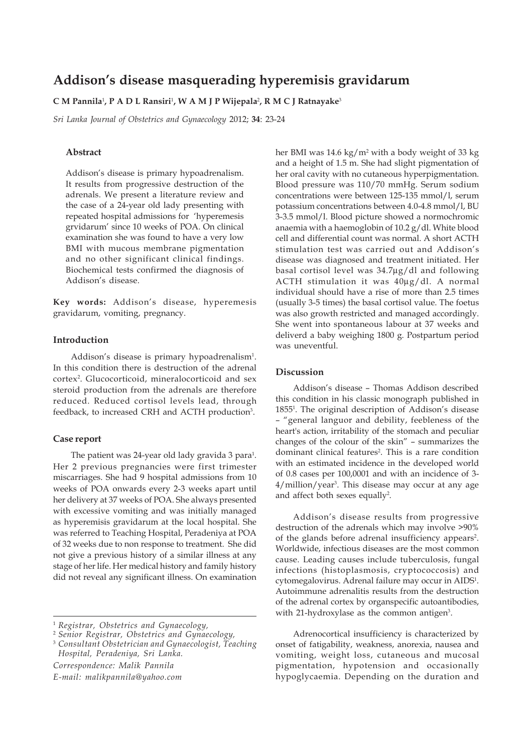# Addison's disease masquerading hyperemisis gravidarum

**C M Pannila[1], P A D L Ransiri[1], W A M J P Wijepala[2], R M C J Ratnayake[3]**

*Sri Lanka Journal of Obstetrics and Gynaecology* 2012; **34**: 23-24

### Abstract

Addison's disease is primary hypoadrenalism. It results from progressive destruction of the adrenals. We present a literature review and the case of a 24-year old lady presenting with repeated hospital admissions for 'hyperemesis grvidarum' since 10 weeks of POA. On clinical examination she was found to have a very low BMI with mucous membrane pigmentation and no other significant clinical findings. Biochemical tests confirmed the diagnosis of Addison's disease.

**Key words:** Addison's disease, hyperemesis gravidarum, vomiting, pregnancy.

### Introduction

Addison's disease is primary hypoadrenalism[1]. In this condition there is destruction of the adrenal cortex[2]. Glucocorticoid, mineralocorticoid and sex steroid production from the adrenals are therefore reduced. Reduced cortisol levels lead, through feedback, to increased CRH and ACTH production[3].

### Case report

The patient was 24-year old lady gravida 3 para[1]. Her 2 previous pregnancies were first trimester miscarriages. She had 9 hospital admissions from 10 weeks of POA onwards every 2-3 weeks apart until her delivery at 37 weeks of POA. She always presented with excessive vomiting and was initially managed as hyperemisis gravidarum at the local hospital. She was referred to Teaching Hospital, Peradeniya at POA of 32 weeks due to non response to treatment. She did not give a previous history of a similar illness at any stage of her life. Her medical history and family history did not reveal any significant illness. On examination her BMI was 14.6 kg/m$^2$ with a body weight of 33 kg and a height of 1.5 m. She had slight pigmentation of her oral cavity with no cutaneous hyperpigmentation. Blood pressure was 110/70 mmHg. Serum sodium concentrations were between 125-135 mmol/l, serum potassium concentrations between 4.0-4.8 mmol/l, BU 3-3.5 mmol/l. Blood picture showed a normochromic anaemia with a haemoglobin of 10.2 g/dl. White blood cell and differential count was normal. A short ACTH stimulation test was carried out and Addison's disease was diagnosed and treatment initiated. Her basal cortisol level was 34.7µg/dl and following ACTH stimulation it was 40µg/dl. A normal individual should have a rise of more than 2.5 times (usually 3-5 times) the basal cortisol value. The foetus was also growth restricted and managed accordingly. She went into spontaneous labour at 37 weeks and deliverd a baby weighing 1800 g. Postpartum period was uneventful.

### Discussion

Addison's disease – Thomas Addison described this condition in his classic monograph published in 1855[1]. The original description of Addison's disease – "general languor and debility, feebleness of the heart's action, irritability of the stomach and peculiar changes of the colour of the skin" – summarizes the dominant clinical features[2]. This is a rare condition with an estimated incidence in the developed world of 0.8 cases per 100,0001 and with an incidence of 3-4/million/year[3]. This disease may occur at any age and affect both sexes equally[2].

Addison's disease results from progressive destruction of the adrenals which may involve >90% of the glands before adrenal insufficiency appears[2]. Worldwide, infectious diseases are the most common cause. Leading causes include tuberculosis, fungal infections (histoplasmosis, cryptococcosis) and cytomegalovirus. Adrenal failure may occur in AIDS[1]. Autoimmune adrenalitis results from the destruction of the adrenal cortex by organspecific autoantibodies, with 21-hydroxylase as the common antigen[3].

Adrenocortical insufficiency is characterized by onset of fatigability, weakness, anorexia, nausea and vomiting, weight loss, cutaneous and mucosal pigmentation, hypotension and occasionally hypoglycaemia. Depending on the duration and

---

[1] *Registrar, Obstetrics and Gynaecology,*

[2] *Senior Registrar, Obstetrics and Gynaecology,*

[3] *Consultant Obstetrician and Gynaecologist, Teaching Hospital, Peradeniya, Sri Lanka.*

*Correspondence: Malik Pannila*

*E-mail: malikpannila@yahoo.com*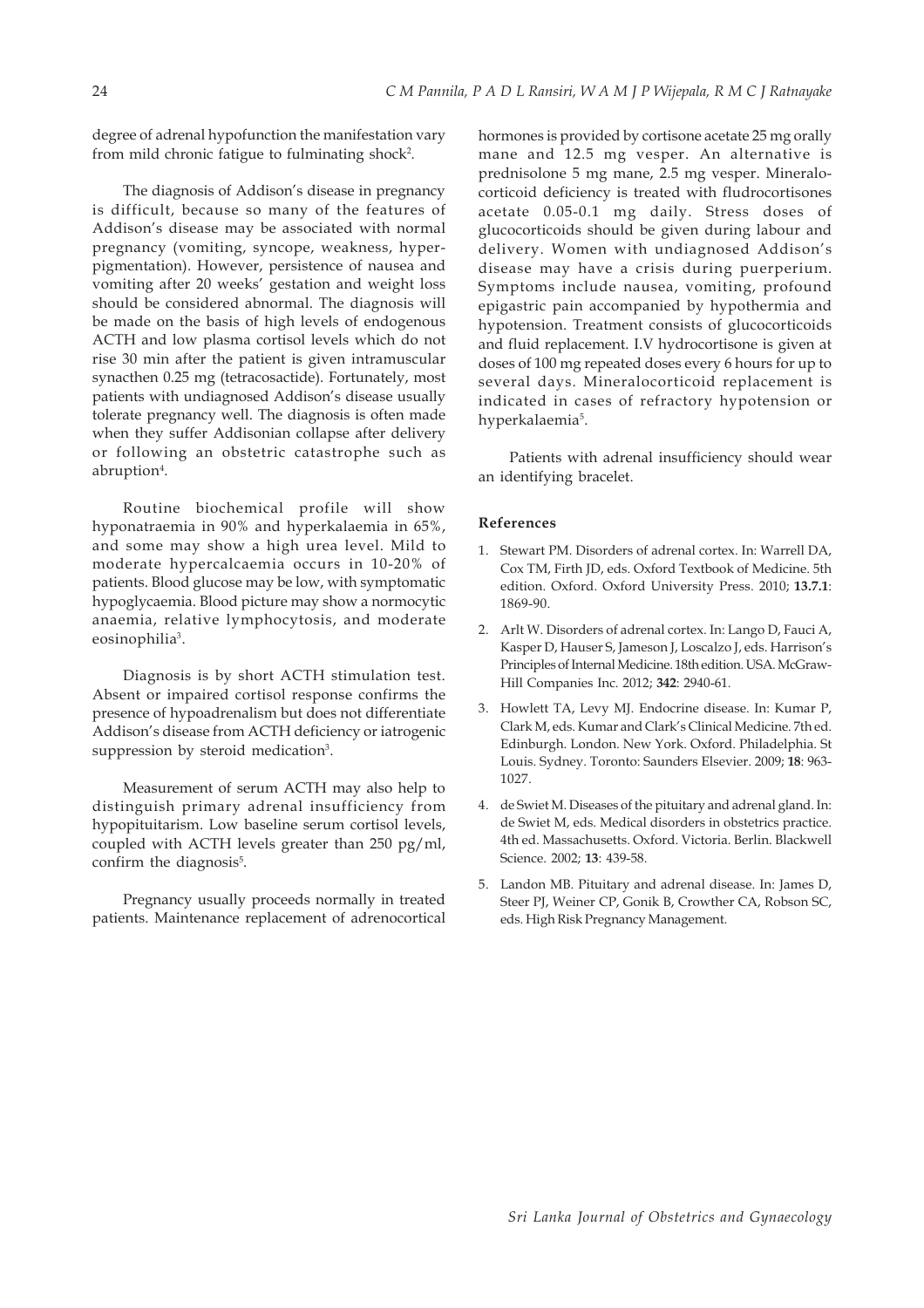degree of adrenal hypofunction the manifestation vary from mild chronic fatigue to fulminating shock[2].

The diagnosis of Addison's disease in pregnancy is difficult, because so many of the features of Addison's disease may be associated with normal pregnancy (vomiting, syncope, weakness, hyper-pigmentation). However, persistence of nausea and vomiting after 20 weeks' gestation and weight loss should be considered abnormal. The diagnosis will be made on the basis of high levels of endogenous ACTH and low plasma cortisol levels which do not rise 30 min after the patient is given intramuscular synacthen 0.25 mg (tetracosactide). Fortunately, most patients with undiagnosed Addison's disease usually tolerate pregnancy well. The diagnosis is often made when they suffer Addisonian collapse after delivery or following an obstetric catastrophe such as abruption[4].

Routine biochemical profile will show hyponatraemia in 90% and hyperkalaemia in 65%, and some may show a high urea level. Mild to moderate hypercalcaemia occurs in 10-20% of patients. Blood glucose may be low, with symptomatic hypoglycaemia. Blood picture may show a normocytic anaemia, relative lymphocytosis, and moderate eosinophilia[3].

Diagnosis is by short ACTH stimulation test. Absent or impaired cortisol response confirms the presence of hypoadrenalism but does not differentiate Addison's disease from ACTH deficiency or iatrogenic suppression by steroid medication[3].

Measurement of serum ACTH may also help to distinguish primary adrenal insufficiency from hypopituitarism. Low baseline serum cortisol levels, coupled with ACTH levels greater than 250 pg/ml, confirm the diagnosis[5].

Pregnancy usually proceeds normally in treated patients. Maintenance replacement of adrenocortical hormones is provided by cortisone acetate 25 mg orally mane and 12.5 mg vesper. An alternative is prednisolone 5 mg mane, 2.5 mg vesper. Mineralocorticoid deficiency is treated with fludrocortisones acetate 0.05-0.1 mg daily. Stress doses of glucocorticoids should be given during labour and delivery. Women with undiagnosed Addison's disease may have a crisis during puerperium. Symptoms include nausea, vomiting, profound epigastric pain accompanied by hypothermia and hypotension. Treatment consists of glucocorticoids and fluid replacement. I.V hydrocortisone is given at doses of 100 mg repeated doses every 6 hours for up to several days. Mineralocorticoid replacement is indicated in cases of refractory hypotension or hyperkalaemia[5].

Patients with adrenal insufficiency should wear an identifying bracelet.

### References

1. Stewart PM. Disorders of adrenal cortex. In: Warrell DA, Cox TM, Firth JD, eds. Oxford Textbook of Medicine. 5th edition. Oxford. Oxford University Press. 2010; **13.7.1**: 1869-90.
2. Arlt W. Disorders of adrenal cortex. In: Lango D, Fauci A, Kasper D, Hauser S, Jameson J, Loscalzo J, eds. Harrison's Principles of Internal Medicine. 18th edition. USA. McGraw-Hill Companies Inc. 2012; **342**: 2940-61.
3. Howlett TA, Levy MJ. Endocrine disease. In: Kumar P, Clark M, eds. Kumar and Clark's Clinical Medicine. 7th ed. Edinburgh. London. New York. Oxford. Philadelphia. St Louis. Sydney. Toronto: Saunders Elsevier. 2009; **18**: 963-1027.
4. de Swiet M. Diseases of the pituitary and adrenal gland. In: de Swiet M, eds. Medical disorders in obstetrics practice. 4th ed. Massachusetts. Oxford. Victoria. Berlin. Blackwell Science. 2002; **13**: 439-58.
5. Landon MB. Pituitary and adrenal disease. In: James D, Steer PJ, Weiner CP, Gonik B, Crowther CA, Robson SC, eds. High Risk Pregnancy Management.